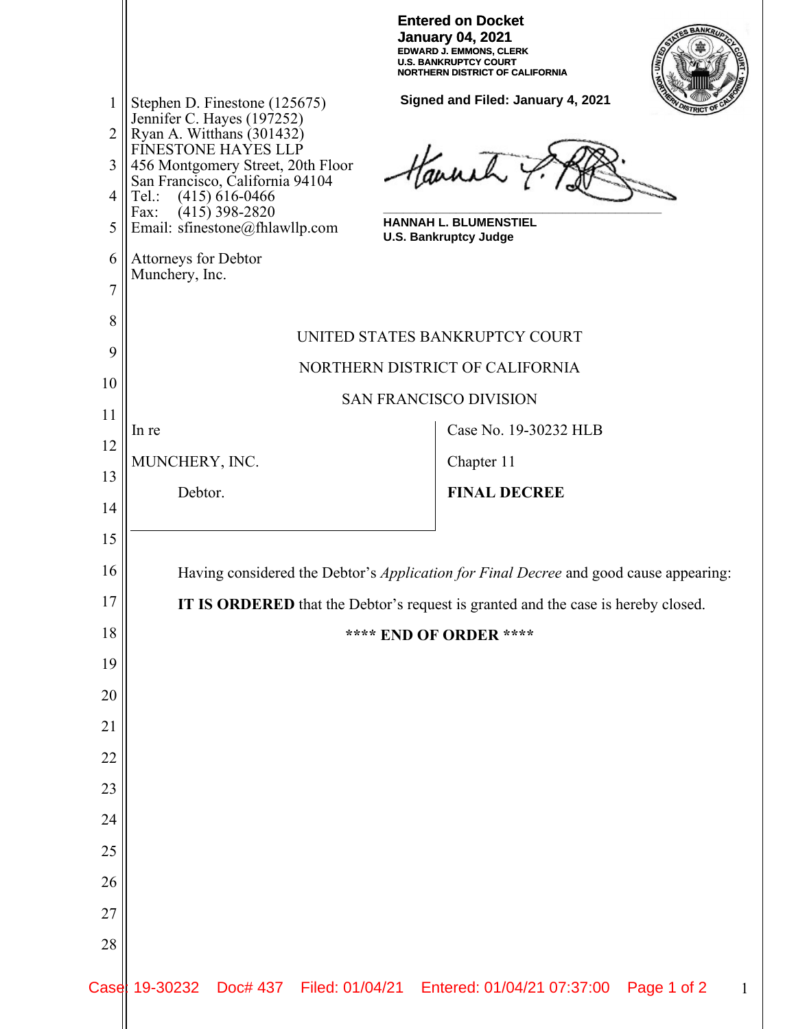**Entered on Docket**
**January 04, 2021**
**EDWARD J. EMMONS, CLERK**
**U.S. BANKRUPTCY COURT**
**NORTHERN DISTRICT OF CALIFORNIA**

**Signed and Filed: January 4, 2021**

**HANNAH L. BLUMENSTIEL**
**U.S. Bankruptcy Judge**

Stephen D. Finestone (125675)
Jennifer C. Hayes (197252)
Ryan A. Witthans (301432)
FINESTONE HAYES LLP
456 Montgomery Street, 20th Floor
San Francisco, California 94104
Tel.: (415) 616-0466
Fax: (415) 398-2820
Email: sfinestone@fhlawllp.com

Attorneys for Debtor
Munchery, Inc.

UNITED STATES BANKRUPTCY COURT

NORTHERN DISTRICT OF CALIFORNIA

SAN FRANCISCO DIVISION

| | |
|---|---|
| In re<br><br>MUNCHERY, INC.<br><br>Debtor. | Case No. 19-30232 HLB<br><br>Chapter 11<br><br>**FINAL DECREE** |

Having considered the Debtor's *Application for Final Decree* and good cause appearing:

**IT IS ORDERED** that the Debtor's request is granted and the case is hereby closed.

**\*\*\*\* END OF ORDER \*\*\*\***

Case: 19-30232 Doc# 437 Filed: 01/04/21 Entered: 01/04/21 07:37:00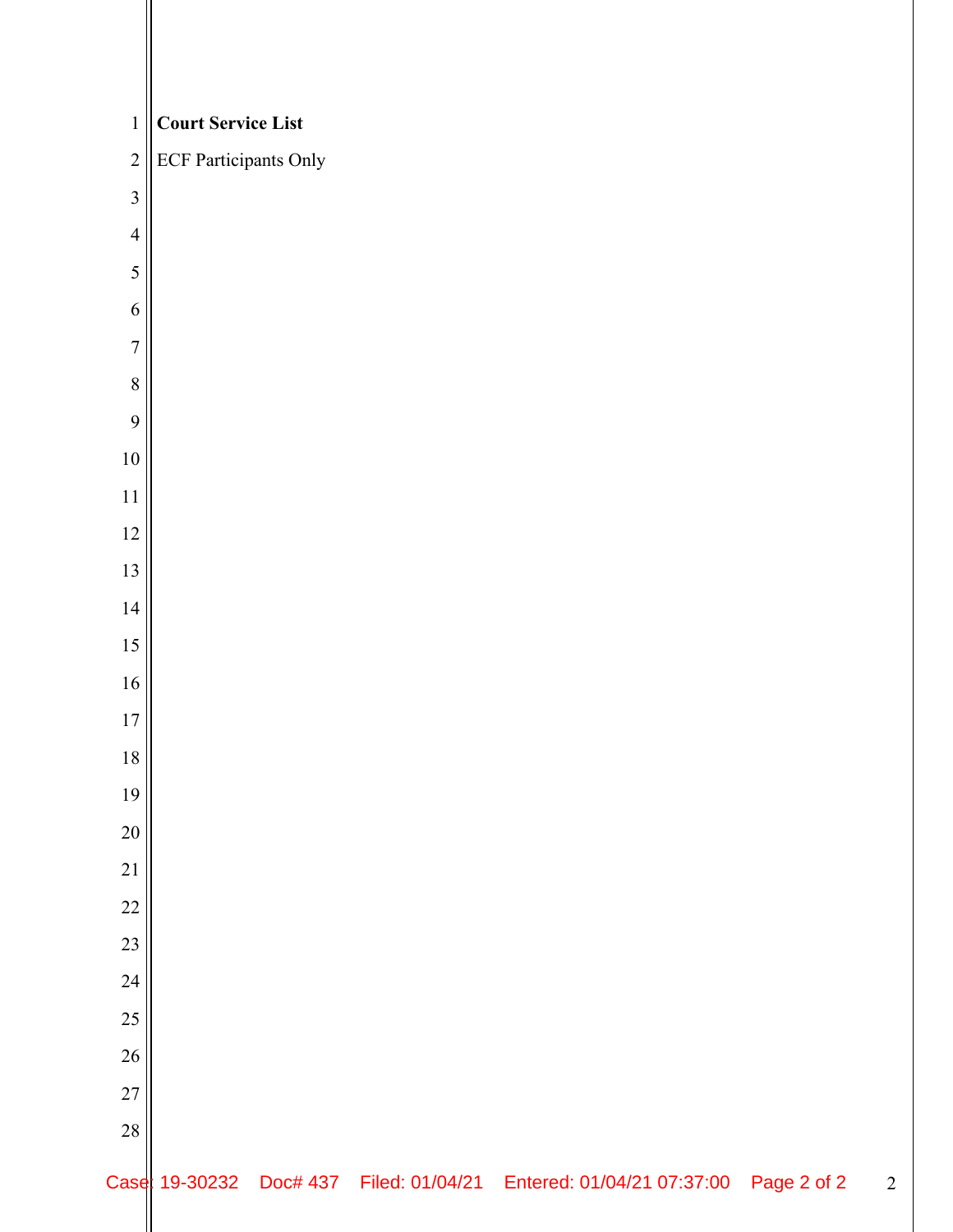**Court Service List**

ECF Participants Only